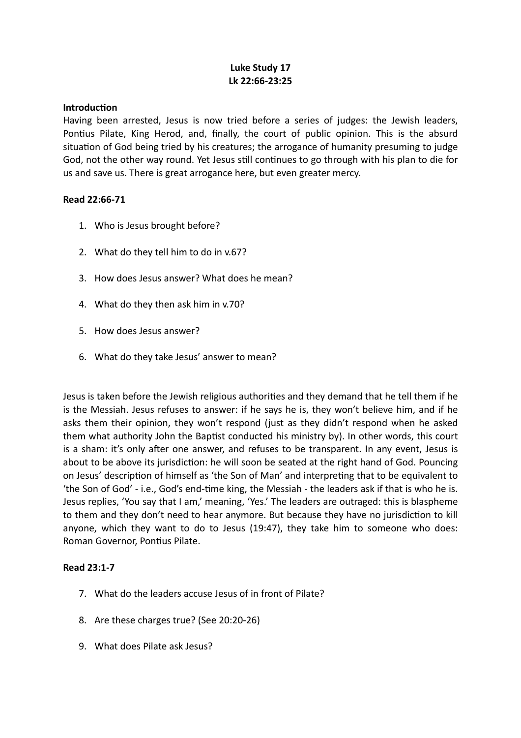**Luke Study 17**
**Lk 22:66-23:25**

**Introduction**
Having been arrested, Jesus is now tried before a series of judges: the Jewish leaders, Pontius Pilate, King Herod, and, finally, the court of public opinion. This is the absurd situation of God being tried by his creatures; the arrogance of humanity presuming to judge God, not the other way round. Yet Jesus still continues to go through with his plan to die for us and save us. There is great arrogance here, but even greater mercy.

**Read 22:66-71**

1. Who is Jesus brought before?

2. What do they tell him to do in v.67?

3. How does Jesus answer? What does he mean?

4. What do they then ask him in v.70?

5. How does Jesus answer?

6. What do they take Jesus' answer to mean?

Jesus is taken before the Jewish religious authorities and they demand that he tell them if he is the Messiah. Jesus refuses to answer: if he says he is, they won't believe him, and if he asks them their opinion, they won't respond (just as they didn't respond when he asked them what authority John the Baptist conducted his ministry by). In other words, this court is a sham: it's only after one answer, and refuses to be transparent. In any event, Jesus is about to be above its jurisdiction: he will soon be seated at the right hand of God. Pouncing on Jesus' description of himself as 'the Son of Man' and interpreting that to be equivalent to 'the Son of God' - i.e., God's end-time king, the Messiah - the leaders ask if that is who he is. Jesus replies, 'You say that I am,' meaning, 'Yes.' The leaders are outraged: this is blaspheme to them and they don't need to hear anymore. But because they have no jurisdiction to kill anyone, which they want to do to Jesus (19:47), they take him to someone who does: Roman Governor, Pontius Pilate.

**Read 23:1-7**

7. What do the leaders accuse Jesus of in front of Pilate?

8. Are these charges true? (See 20:20-26)

9. What does Pilate ask Jesus?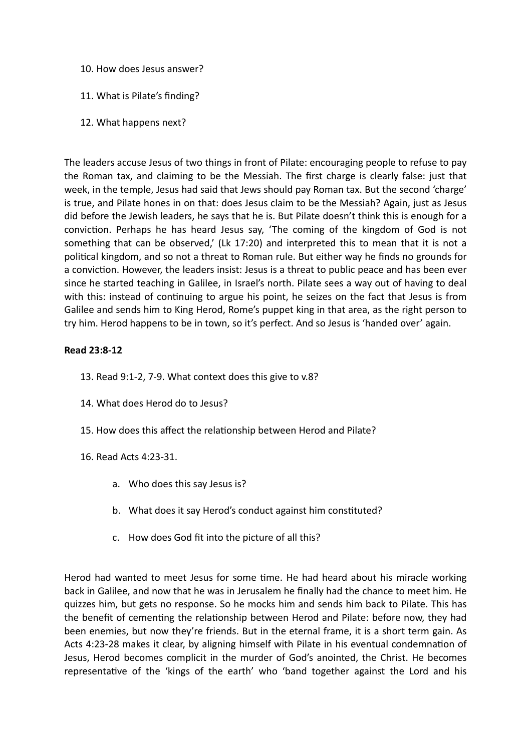10. How does Jesus answer?

11. What is Pilate's finding?

12. What happens next?

The leaders accuse Jesus of two things in front of Pilate: encouraging people to refuse to pay the Roman tax, and claiming to be the Messiah. The first charge is clearly false: just that week, in the temple, Jesus had said that Jews should pay Roman tax. But the second 'charge' is true, and Pilate hones in on that: does Jesus claim to be the Messiah? Again, just as Jesus did before the Jewish leaders, he says that he is. But Pilate doesn't think this is enough for a conviction. Perhaps he has heard Jesus say, 'The coming of the kingdom of God is not something that can be observed,' (Lk 17:20) and interpreted this to mean that it is not a political kingdom, and so not a threat to Roman rule. But either way he finds no grounds for a conviction. However, the leaders insist: Jesus is a threat to public peace and has been ever since he started teaching in Galilee, in Israel's north. Pilate sees a way out of having to deal with this: instead of continuing to argue his point, he seizes on the fact that Jesus is from Galilee and sends him to King Herod, Rome's puppet king in that area, as the right person to try him. Herod happens to be in town, so it's perfect. And so Jesus is 'handed over' again.

**Read 23:8-12**

13. Read 9:1-2, 7-9. What context does this give to v.8?

14. What does Herod do to Jesus?

15. How does this affect the relationship between Herod and Pilate?

16. Read Acts 4:23-31.

    a. Who does this say Jesus is?

    b. What does it say Herod's conduct against him constituted?

    c. How does God fit into the picture of all this?

Herod had wanted to meet Jesus for some time. He had heard about his miracle working back in Galilee, and now that he was in Jerusalem he finally had the chance to meet him. He quizzes him, but gets no response. So he mocks him and sends him back to Pilate. This has the benefit of cementing the relationship between Herod and Pilate: before now, they had been enemies, but now they're friends. But in the eternal frame, it is a short term gain. As Acts 4:23-28 makes it clear, by aligning himself with Pilate in his eventual condemnation of Jesus, Herod becomes complicit in the murder of God's anointed, the Christ. He becomes representative of the 'kings of the earth' who 'band together against the Lord and his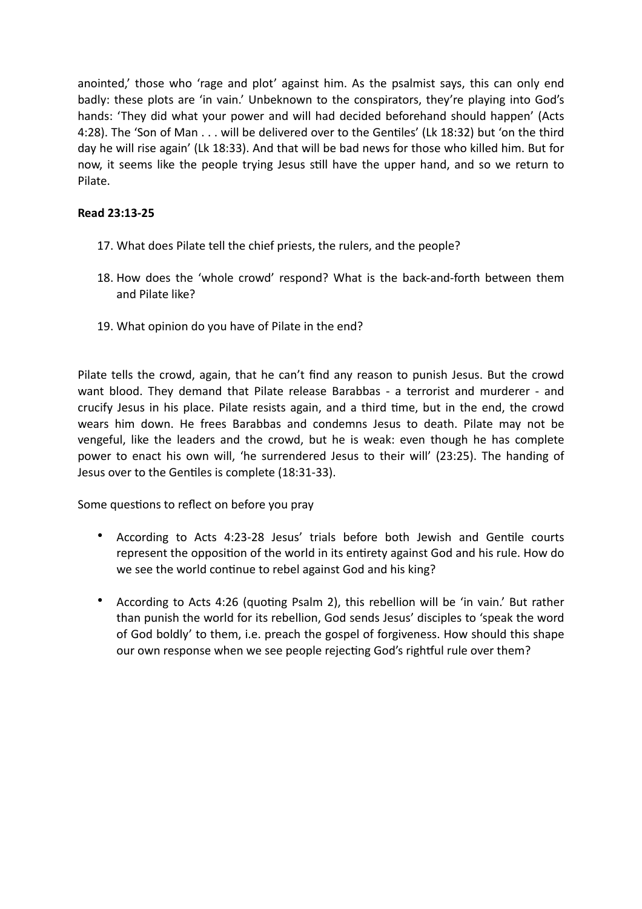anointed,' those who 'rage and plot' against him. As the psalmist says, this can only end badly: these plots are 'in vain.' Unbeknown to the conspirators, they're playing into God's hands: 'They did what your power and will had decided beforehand should happen' (Acts 4:28). The 'Son of Man . . . will be delivered over to the Gentiles' (Lk 18:32) but 'on the third day he will rise again' (Lk 18:33). And that will be bad news for those who killed him. But for now, it seems like the people trying Jesus still have the upper hand, and so we return to Pilate.

**Read 23:13-25**

17. What does Pilate tell the chief priests, the rulers, and the people?

18. How does the 'whole crowd' respond? What is the back-and-forth between them and Pilate like?

19. What opinion do you have of Pilate in the end?

Pilate tells the crowd, again, that he can't find any reason to punish Jesus. But the crowd want blood. They demand that Pilate release Barabbas - a terrorist and murderer - and crucify Jesus in his place. Pilate resists again, and a third time, but in the end, the crowd wears him down. He frees Barabbas and condemns Jesus to death. Pilate may not be vengeful, like the leaders and the crowd, but he is weak: even though he has complete power to enact his own will, 'he surrendered Jesus to their will' (23:25). The handing of Jesus over to the Gentiles is complete (18:31-33).

Some questions to reflect on before you pray

- According to Acts 4:23-28 Jesus' trials before both Jewish and Gentile courts represent the opposition of the world in its entirety against God and his rule. How do we see the world continue to rebel against God and his king?

- According to Acts 4:26 (quoting Psalm 2), this rebellion will be 'in vain.' But rather than punish the world for its rebellion, God sends Jesus' disciples to 'speak the word of God boldly' to them, i.e. preach the gospel of forgiveness. How should this shape our own response when we see people rejecting God's rightful rule over them?